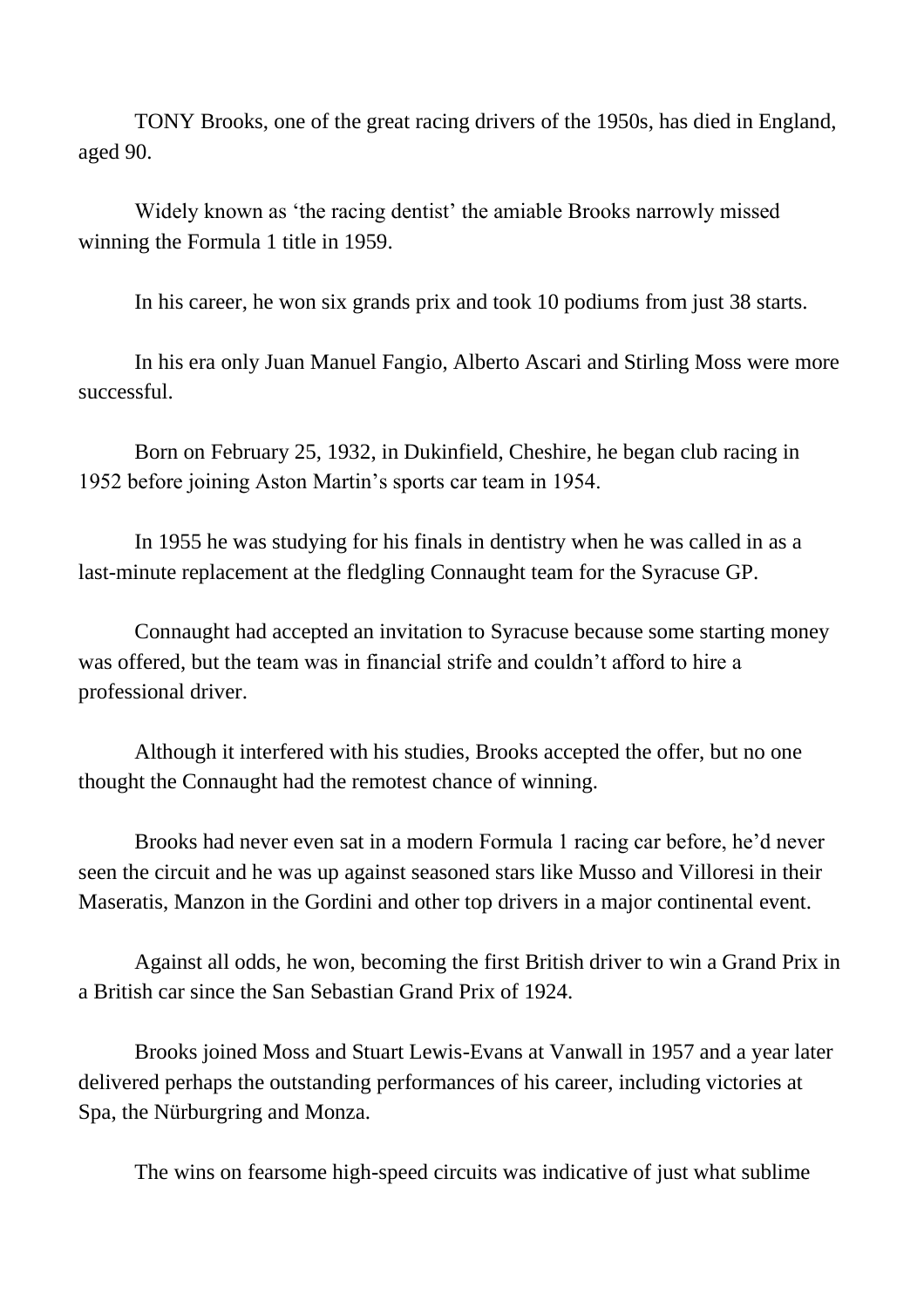TONY Brooks, one of the great racing drivers of the 1950s, has died in England, aged 90.

Widely known as 'the racing dentist' the amiable Brooks narrowly missed winning the Formula 1 title in 1959.

In his career, he won six grands prix and took 10 podiums from just 38 starts.

In his era only Juan Manuel Fangio, Alberto Ascari and Stirling Moss were more successful.

Born on February 25, 1932, in Dukinfield, Cheshire, he began club racing in 1952 before joining Aston Martin's sports car team in 1954.

In 1955 he was studying for his finals in dentistry when he was called in as a last-minute replacement at the fledgling Connaught team for the Syracuse GP.

Connaught had accepted an invitation to Syracuse because some starting money was offered, but the team was in financial strife and couldn't afford to hire a professional driver.

Although it interfered with his studies, Brooks accepted the offer, but no one thought the Connaught had the remotest chance of winning.

Brooks had never even sat in a modern Formula 1 racing car before, he'd never seen the circuit and he was up against seasoned stars like Musso and Villoresi in their Maseratis, Manzon in the Gordini and other top drivers in a major continental event.

Against all odds, he won, becoming the first British driver to win a Grand Prix in a British car since the San Sebastian Grand Prix of 1924.

Brooks joined Moss and Stuart Lewis-Evans at Vanwall in 1957 and a year later delivered perhaps the outstanding performances of his career, including victories at Spa, the Nürburgring and Monza.

The wins on fearsome high-speed circuits was indicative of just what sublime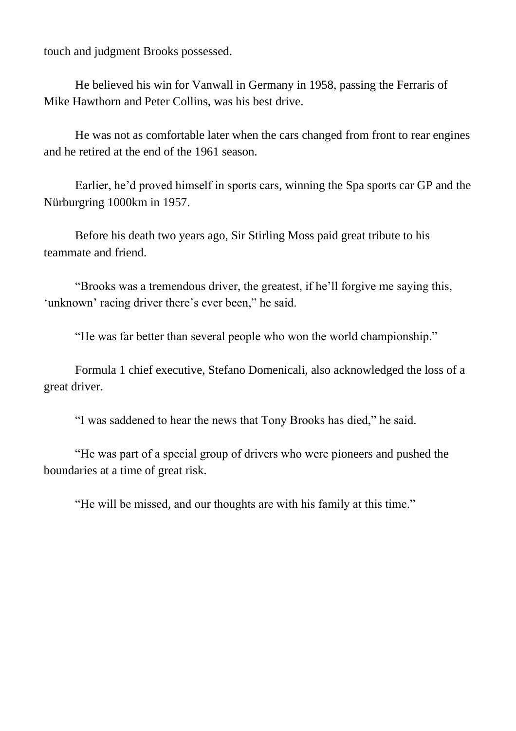touch and judgment Brooks possessed.

He believed his win for Vanwall in Germany in 1958, passing the Ferraris of Mike Hawthorn and Peter Collins, was his best drive.

He was not as comfortable later when the cars changed from front to rear engines and he retired at the end of the 1961 season.

Earlier, he'd proved himself in sports cars, winning the Spa sports car GP and the Nürburgring 1000km in 1957.

Before his death two years ago, Sir Stirling Moss paid great tribute to his teammate and friend.

"Brooks was a tremendous driver, the greatest, if he'll forgive me saying this, 'unknown' racing driver there's ever been," he said.

"He was far better than several people who won the world championship."

Formula 1 chief executive, Stefano Domenicali, also acknowledged the loss of a great driver.

"I was saddened to hear the news that Tony Brooks has died," he said.

"He was part of a special group of drivers who were pioneers and pushed the boundaries at a time of great risk.

"He will be missed, and our thoughts are with his family at this time."